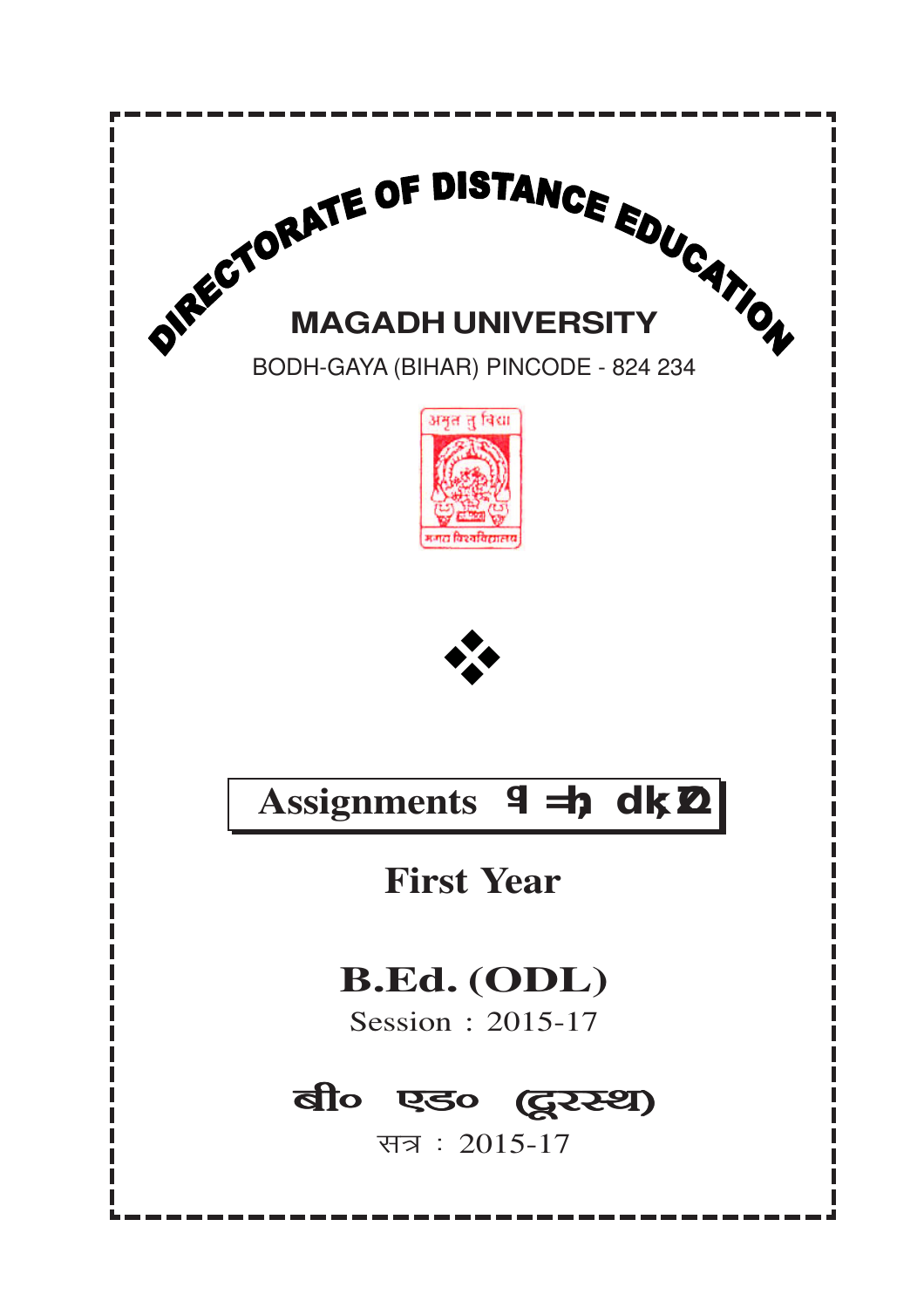DIRECTORATE OF DISTANCE EDUCATION

# MAGADH UNIVERSITY

BODH-GAYA (BIHAR) PINCODE - 824 234

❖

## Assignments 9 =h; dk;Z

## First Year

## B.Ed. (ODL)

Session : 2015-17

## बी० एड० (दूरस्थ)

सत्र : 2015-17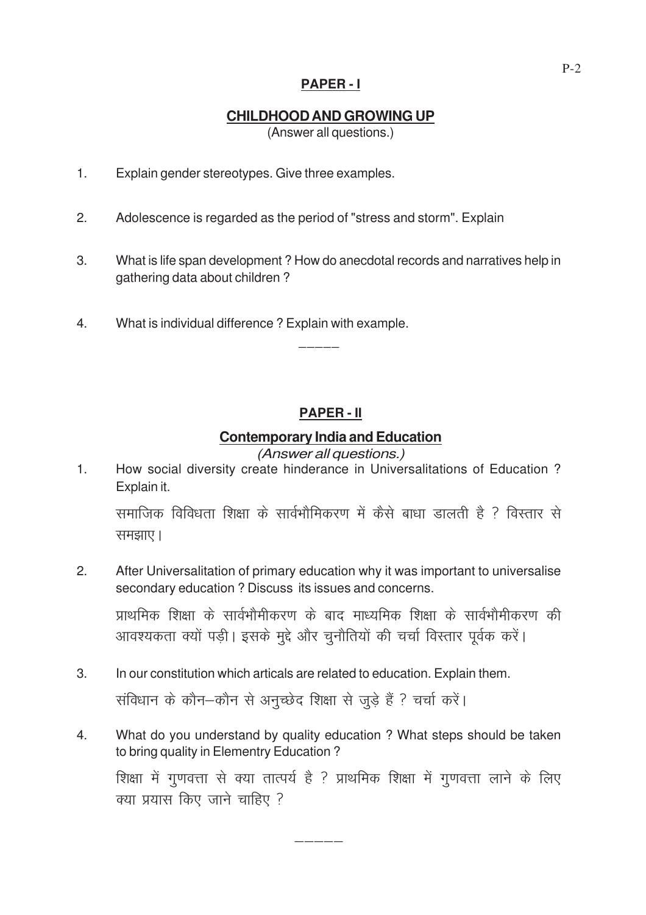## PAPER - I

### CHILDHOOD AND GROWING UP

(Answer all questions.)

1. Explain gender stereotypes. Give three examples.

2. Adolescence is regarded as the period of "stress and storm". Explain

3. What is life span development ? How do anecdotal records and narratives help in gathering data about children ?

4. What is individual difference ? Explain with example.

-----

## PAPER - II

### Contemporary India and Education

*(Answer all questions.)*

1. How social diversity create hinderance in Universalitations of Education ? Explain it.

   समाजिक विविधता शिक्षा के सार्वभौमिकरण में कैसे बाधा डालती है ? विस्तार से समझाए।

2. After Universalitation of primary education why it was important to universalise secondary education ? Discuss its issues and concerns.

   प्राथमिक शिक्षा के सार्वभौमीकरण के बाद माध्यमिक शिक्षा के सार्वभौमीकरण की आवश्यकता क्यों पड़ी। इसके मुद्दे और चुनौतियों की चर्चा विस्तार पूर्वक करें।

3. In our constitution which articals are related to education. Explain them.

   संविधान के कौन–कौन से अनुच्छेद शिक्षा से जुड़े हैं ? चर्चा करें।

4. What do you understand by quality education ? What steps should be taken to bring quality in Elementry Education ?

   शिक्षा में गुणवत्ता से क्या तात्पर्य है ? प्राथमिक शिक्षा में गुणवत्ता लाने के लिए क्या प्रयास किए जाने चाहिए ?

-----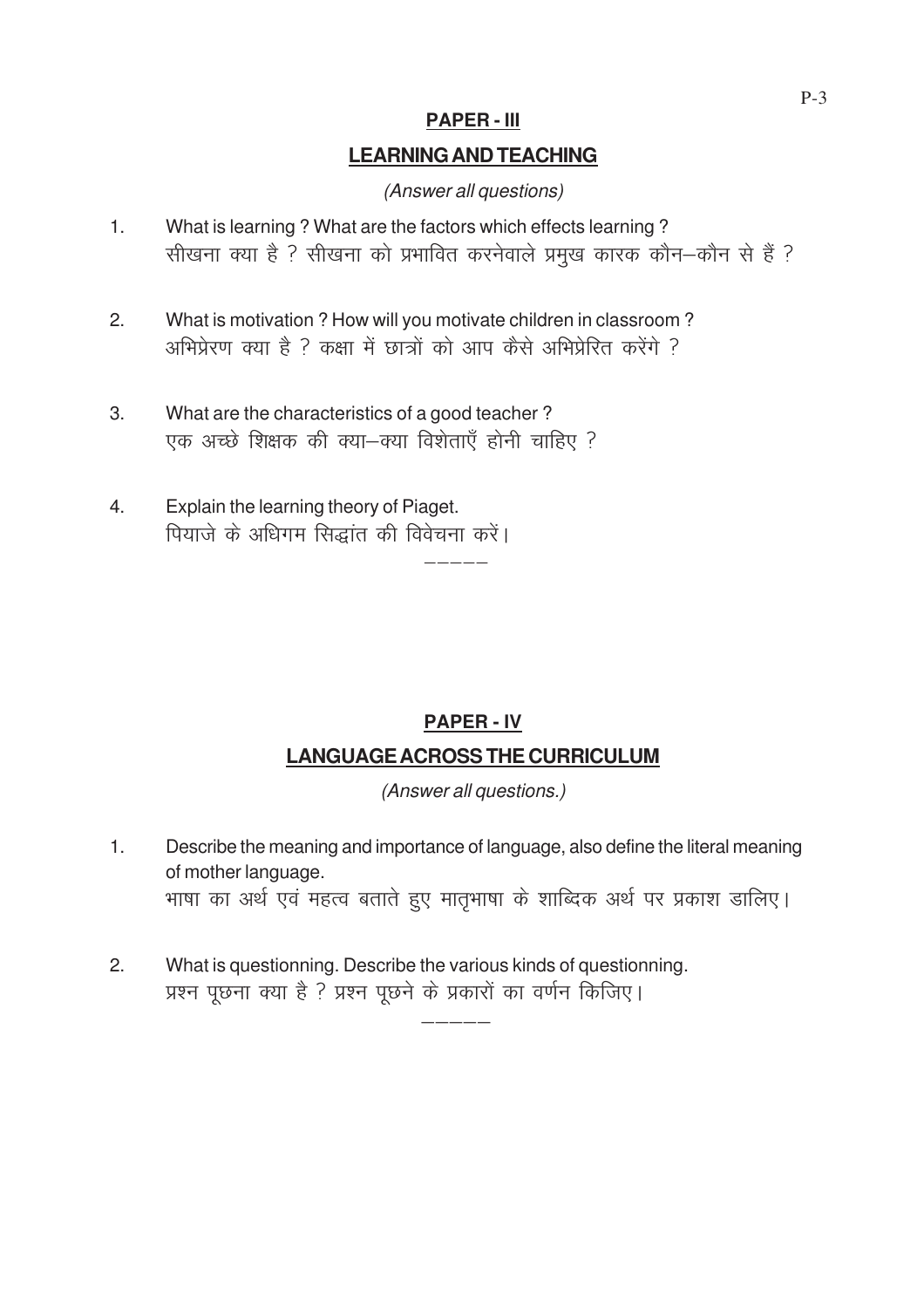## PAPER - III

## LEARNING AND TEACHING

*(Answer all questions)*

1. What is learning ? What are the factors which effects learning ?
   सीखना क्या है ? सीखना को प्रभावित करनेवाले प्रमुख कारक कौन–कौन से हैं ?

2. What is motivation ? How will you motivate children in classroom ?
   अभिप्रेरण क्या है ? कक्षा में छात्रों को आप कैसे अभिप्रेरित करेंगे ?

3. What are the characteristics of a good teacher ?
   एक अच्छे शिक्षक की क्या–क्या विशेताएँ होनी चाहिए ?

4. Explain the learning theory of Piaget.
   पियाजे के अधिगम सिद्धांत की विवेचना करें।

-----

## PAPER - IV

## LANGUAGE ACROSS THE CURRICULUM

*(Answer all questions.)*

1. Describe the meaning and importance of language, also define the literal meaning of mother language.
   भाषा का अर्थ एवं महत्व बताते हुए मातृभाषा के शाब्दिक अर्थ पर प्रकाश डालिए।

2. What is questionning. Describe the various kinds of questionning.
   प्रश्न पूछना क्या है ? प्रश्न पूछने के प्रकारों का वर्णन किजिए।

-----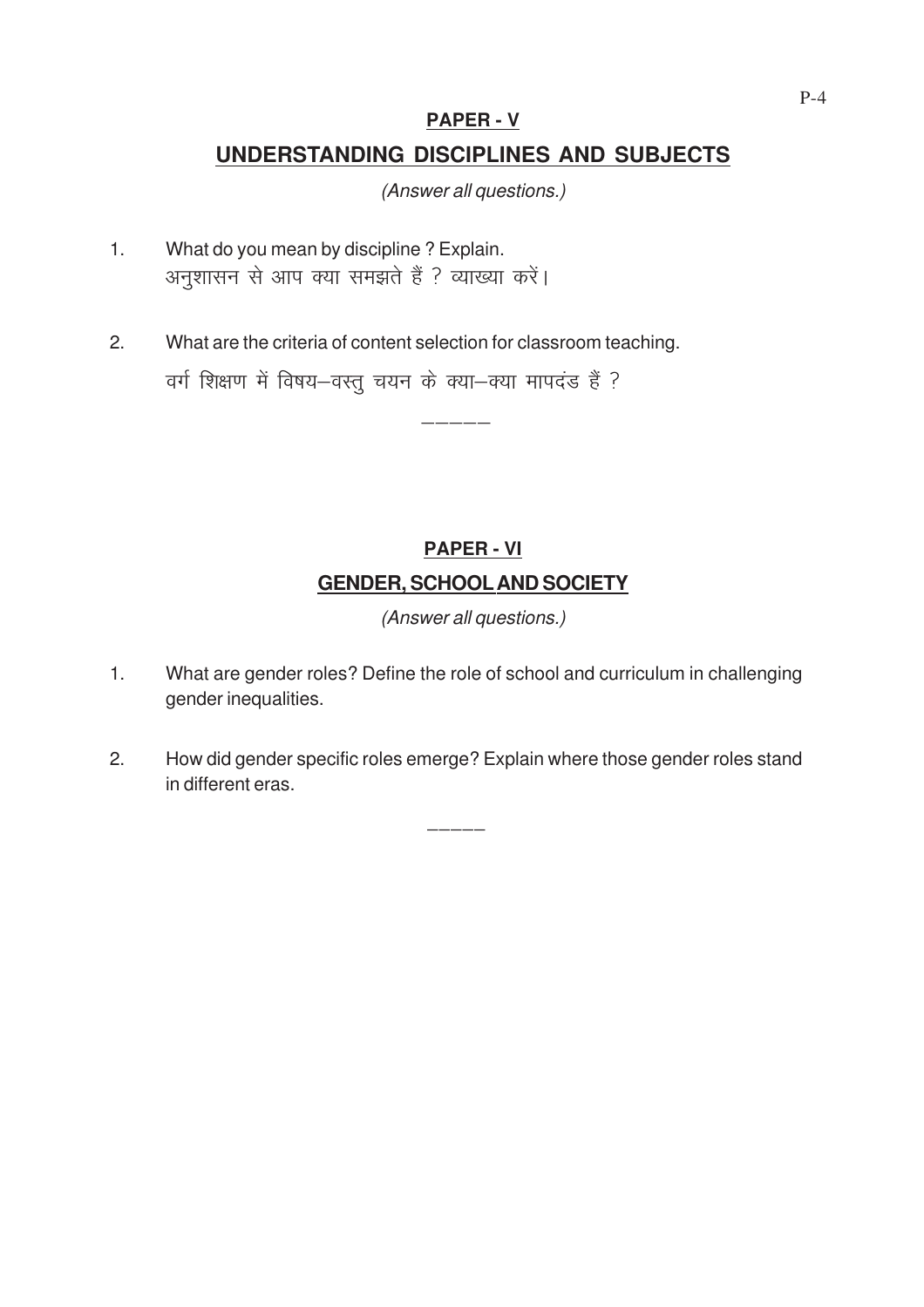## PAPER - V

## UNDERSTANDING DISCIPLINES AND SUBJECTS

*(Answer all questions.)*

1. What do you mean by discipline ? Explain.
   अनुशासन से आप क्या समझते हैं ? व्याख्या करें।

2. What are the criteria of content selection for classroom teaching.
   वर्ग शिक्षण में विषय–वस्तु चयन के क्या–क्या मापदंड हैं ?

—————

## PAPER - VI

## GENDER, SCHOOL AND SOCIETY

*(Answer all questions.)*

1. What are gender roles? Define the role of school and curriculum in challenging gender inequalities.

2. How did gender specific roles emerge? Explain where those gender roles stand in different eras.

—————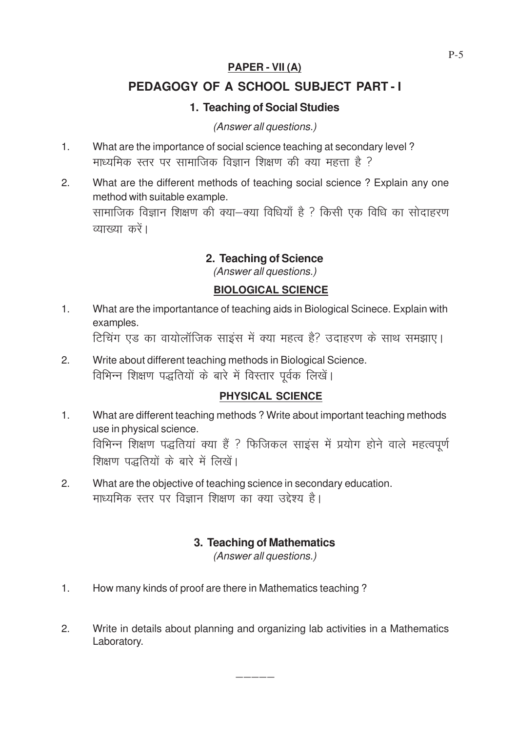## PAPER - VII (A)

# PEDAGOGY OF A SCHOOL SUBJECT PART - I

### 1. Teaching of Social Studies

*(Answer all questions.)*

1. What are the importance of social science teaching at secondary level ?
   माध्यमिक स्तर पर सामाजिक विज्ञान शिक्षण की क्या महत्ता है ?

2. What are the different methods of teaching social science ? Explain any one method with suitable example.
   सामाजिक विज्ञान शिक्षण की क्या–क्या विधियाँ है ? किसी एक विधि का सोदाहरण व्याख्या करें।

### 2. Teaching of Science

*(Answer all questions.)*

#### BIOLOGICAL SCIENCE

1. What are the importantance of teaching aids in Biological Scinece. Explain with examples.
   टिचिंग एड का वायोलॉजिक साइंस में क्या महत्व है? उदाहरण के साथ समझाए।

2. Write about different teaching methods in Biological Science.
   विभिन्न शिक्षण पद्धतियों के बारे में विस्तार पूर्वक लिखें।

#### PHYSICAL SCIENCE

1. What are different teaching methods ? Write about important teaching methods use in physical science.
   विभिन्न शिक्षण पद्धतियां क्या हैं ? फिजिकल साइंस में प्रयोग होने वाले महत्वपूर्ण शिक्षण पद्धतियों के बारे में लिखें।

2. What are the objective of teaching science in secondary education.
   माध्यमिक स्तर पर विज्ञान शिक्षण का क्या उद्देश्य है।

### 3. Teaching of Mathematics

*(Answer all questions.)*

1. How many kinds of proof are there in Mathematics teaching ?

2. Write in details about planning and organizing lab activities in a Mathematics Laboratory.

—————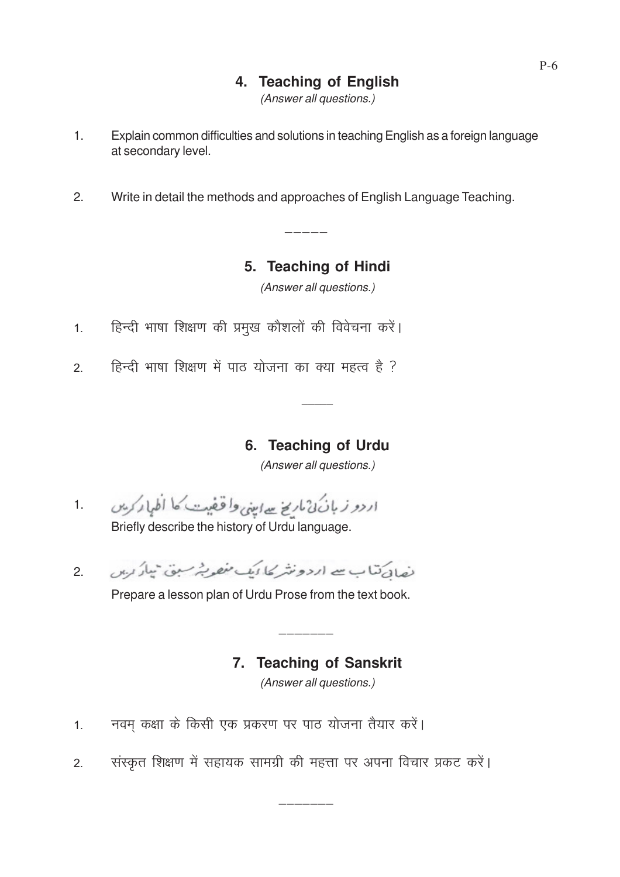## 4. Teaching of English

*(Answer all questions.)*

1. Explain common difficulties and solutions in teaching English as a foreign language at secondary level.

2. Write in detail the methods and approaches of English Language Teaching.

-----

## 5. Teaching of Hindi

*(Answer all questions.)*

1. हिन्दी भाषा शिक्षण की प्रमुख कौशलों की विवेचना करें।

2. हिन्दी भाषा शिक्षण में पाठ योजना का क्या महत्व है ?

-----

## 6. Teaching of Urdu

*(Answer all questions.)*

1. اردو زبان کی تاریخ سے اپنی واقفیت کا اظہار کریں
   Briefly describe the history of Urdu language.

2. نصابی کتاب سے اردو نثر کا ایک منصوبہ سبق تیار کریں
   Prepare a lesson plan of Urdu Prose from the text book.

-----

## 7. Teaching of Sanskrit

*(Answer all questions.)*

1. नवम् कक्षा के किसी एक प्रकरण पर पाठ योजना तैयार करें।

2. संस्कृत शिक्षण में सहायक सामग्री की महत्ता पर अपना विचार प्रकट करें।

-----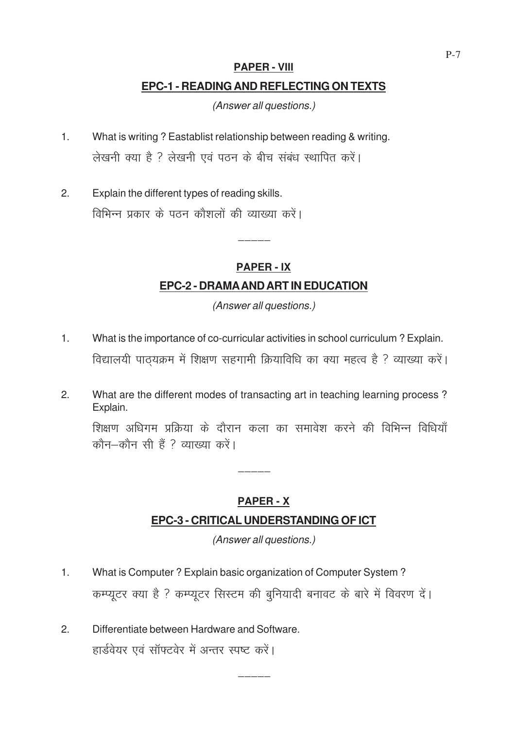## PAPER - VIII

## EPC-1 - READING AND REFLECTING ON TEXTS

*(Answer all questions.)*

1. What is writing ? Eastablist relationship between reading & writing.
   लेखनी क्या है ? लेखनी एवं पठन के बीच संबंध स्थापित करें।

2. Explain the different types of reading skills.
   विभिन्न प्रकार के पठन कौशलों की व्याख्या करें।

—————

## PAPER - IX

## EPC-2 - DRAMA AND ART IN EDUCATION

*(Answer all questions.)*

1. What is the importance of co-curricular activities in school curriculum ? Explain.
   विद्यालयी पाठ्यक्रम में शिक्षण सहगामी क्रियाविधि का क्या महत्व है ? व्याख्या करें।

2. What are the different modes of transacting art in teaching learning process ? Explain.
   शिक्षण अधिगम प्रक्रिया के दौरान कला का समावेश करने की विभिन्न विधियाँ कौन–कौन सी हैं ? व्याख्या करें।

—————

## PAPER - X

## EPC-3 - CRITICAL UNDERSTANDING OF ICT

*(Answer all questions.)*

1. What is Computer ? Explain basic organization of Computer System ?
   कम्प्यूटर क्या है ? कम्प्यूटर सिस्टम की बुनियादी बनावट के बारे में विवरण दें।

2. Differentiate between Hardware and Software.
   हार्डवेयर एवं सॉफ्टवेर में अन्तर स्पष्ट करें।

—————